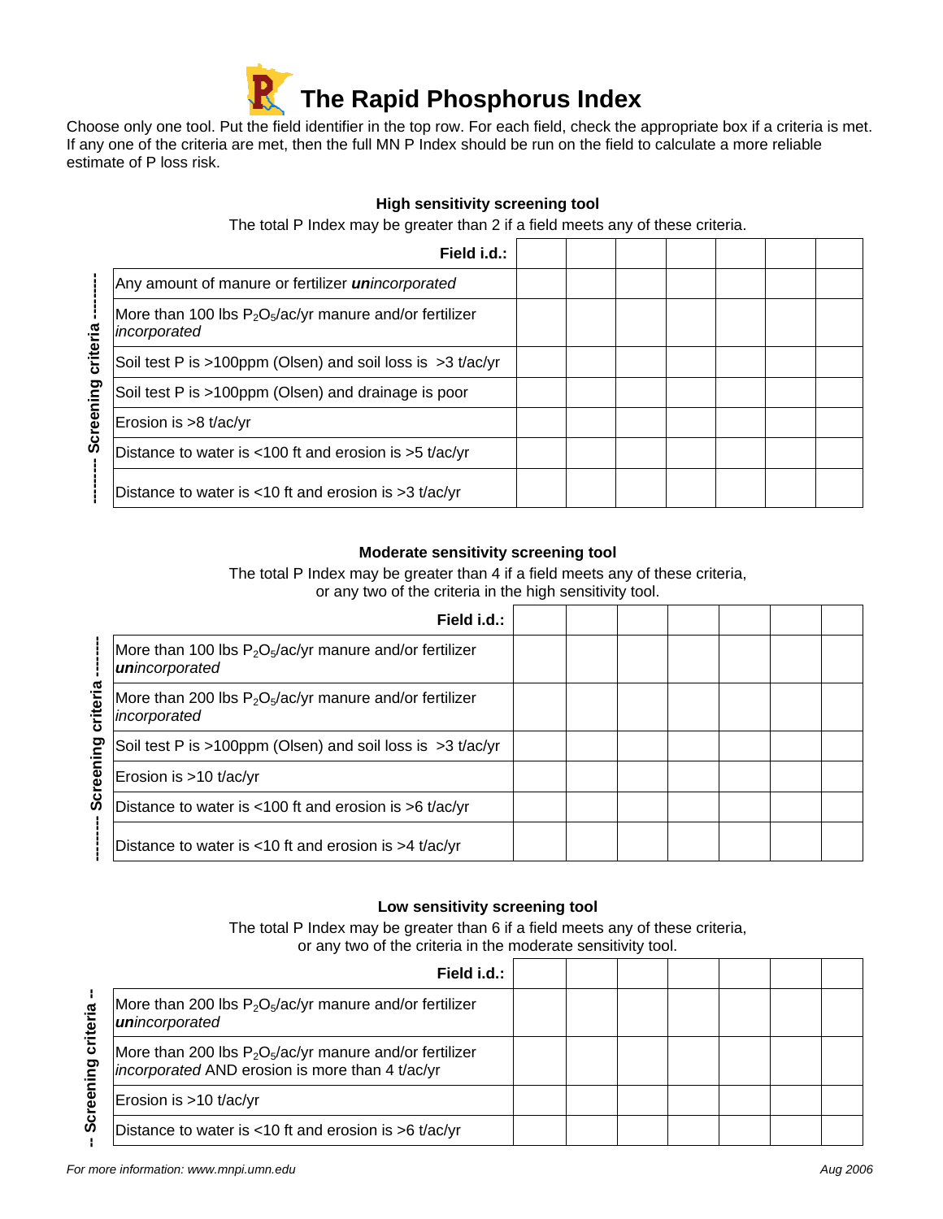# The Rapid Phosphorus Index

Choose only one tool. Put the field identifier in the top row. For each field, check the appropriate box if a criteria is met. If any one of the criteria are met, then the full MN P Index should be run on the field to calculate a more reliable estimate of P loss risk.

### High sensitivity screening tool

The total P Index may be greater than 2 if a field meets any of these criteria.

| Screening criteria — Field i.d.: | | | | | | | |
|---|---|---|---|---|---|---|---|
| Any amount of manure or fertilizer ***un****incorporated* | | | | | | | |
| More than 100 lbs $P_2O_5$/ac/yr manure and/or fertilizer *incorporated* | | | | | | | |
| Soil test P is >100ppm (Olsen) and soil loss is >3 t/ac/yr | | | | | | | |
| Soil test P is >100ppm (Olsen) and drainage is poor | | | | | | | |
| Erosion is >8 t/ac/yr | | | | | | | |
| Distance to water is <100 ft and erosion is >5 t/ac/yr | | | | | | | |
| Distance to water is <10 ft and erosion is >3 t/ac/yr | | | | | | | |

### Moderate sensitivity screening tool

The total P Index may be greater than 4 if a field meets any of these criteria, or any two of the criteria in the high sensitivity tool.

| Screening criteria — Field i.d.: | | | | | | | |
|---|---|---|---|---|---|---|---|
| More than 100 lbs $P_2O_5$/ac/yr manure and/or fertilizer ***un****incorporated* | | | | | | | |
| More than 200 lbs $P_2O_5$/ac/yr manure and/or fertilizer *incorporated* | | | | | | | |
| Soil test P is >100ppm (Olsen) and soil loss is >3 t/ac/yr | | | | | | | |
| Erosion is >10 t/ac/yr | | | | | | | |
| Distance to water is <100 ft and erosion is >6 t/ac/yr | | | | | | | |
| Distance to water is <10 ft and erosion is >4 t/ac/yr | | | | | | | |

### Low sensitivity screening tool

The total P Index may be greater than 6 if a field meets any of these criteria, or any two of the criteria in the moderate sensitivity tool.

| Screening criteria — Field i.d.: | | | | | | | |
|---|---|---|---|---|---|---|---|
| More than 200 lbs $P_2O_5$/ac/yr manure and/or fertilizer ***un****incorporated* | | | | | | | |
| More than 200 lbs $P_2O_5$/ac/yr manure and/or fertilizer *incorporated* AND erosion is more than 4 t/ac/yr | | | | | | | |
| Erosion is >10 t/ac/yr | | | | | | | |
| Distance to water is <10 ft and erosion is >6 t/ac/yr | | | | | | | |

*For more information: www.mnpi.umn.edu*

*Aug 2006*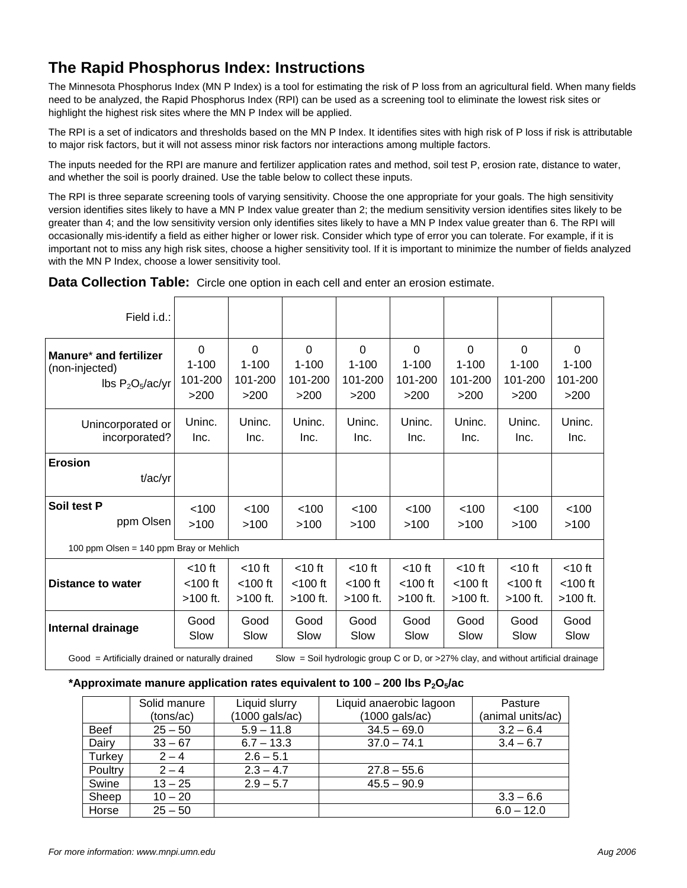# The Rapid Phosphorus Index: Instructions

The Minnesota Phosphorus Index (MN P Index) is a tool for estimating the risk of P loss from an agricultural field. When many fields need to be analyzed, the Rapid Phosphorus Index (RPI) can be used as a screening tool to eliminate the lowest risk sites or highlight the highest risk sites where the MN P Index will be applied.

The RPI is a set of indicators and thresholds based on the MN P Index. It identifies sites with high risk of P loss if risk is attributable to major risk factors, but it will not assess minor risk factors nor interactions among multiple factors.

The inputs needed for the RPI are manure and fertilizer application rates and method, soil test P, erosion rate, distance to water, and whether the soil is poorly drained. Use the table below to collect these inputs.

The RPI is three separate screening tools of varying sensitivity. Choose the one appropriate for your goals. The high sensitivity version identifies sites likely to have a MN P Index value greater than 2; the medium sensitivity version identifies sites likely to be greater than 4; and the low sensitivity version only identifies sites likely to have a MN P Index value greater than 6. The RPI will occasionally mis-identify a field as either higher or lower risk. Consider which type of error you can tolerate. For example, if it is important not to miss any high risk sites, choose a higher sensitivity tool. If it is important to minimize the number of fields analyzed with the MN P Index, choose a lower sensitivity tool.

## Data Collection Table: Circle one option in each cell and enter an erosion estimate.

| Field i.d.: | | | | | | | | |
|---|---|---|---|---|---|---|---|---|
| **Manure*** **and fertilizer** (non-injected) lbs $P_2O_5$/ac/yr | 0 1-100 101-200 >200 | 0 1-100 101-200 >200 | 0 1-100 101-200 >200 | 0 1-100 101-200 >200 | 0 1-100 101-200 >200 | 0 1-100 101-200 >200 | 0 1-100 101-200 >200 | 0 1-100 101-200 >200 |
| Unincorporated or incorporated? | Uninc. Inc. | Uninc. Inc. | Uninc. Inc. | Uninc. Inc. | Uninc. Inc. | Uninc. Inc. | Uninc. Inc. | Uninc. Inc. |
| **Erosion** t/ac/yr | | | | | | | | |
| **Soil test P** ppm Olsen | <100 >100 | <100 >100 | <100 >100 | <100 >100 | <100 >100 | <100 >100 | <100 >100 | <100 >100 |
| 100 ppm Olsen = 140 ppm Bray or Mehlich | | | | | | | | |
| **Distance to water** | <10 ft <100 ft >100 ft. | <10 ft <100 ft >100 ft. | <10 ft <100 ft >100 ft. | <10 ft <100 ft >100 ft. | <10 ft <100 ft >100 ft. | <10 ft <100 ft >100 ft. | <10 ft <100 ft >100 ft. | <10 ft <100 ft >100 ft. |
| **Internal drainage** | Good Slow | Good Slow | Good Slow | Good Slow | Good Slow | Good Slow | Good Slow | Good Slow |

Good = Artificially drained or naturally drained  Slow = Soil hydrologic group C or D, or >27% clay, and without artificial drainage

**\*Approximate manure application rates equivalent to 100 – 200 lbs $P_2O_5$/ac**

| | Solid manure (tons/ac) | Liquid slurry (1000 gals/ac) | Liquid anaerobic lagoon (1000 gals/ac) | Pasture (animal units/ac) |
|---|---|---|---|---|
| Beef | 25 – 50 | 5.9 – 11.8 | 34.5 – 69.0 | 3.2 – 6.4 |
| Dairy | 33 – 67 | 6.7 – 13.3 | 37.0 – 74.1 | 3.4 – 6.7 |
| Turkey | 2 – 4 | 2.6 – 5.1 | | |
| Poultry | 2 – 4 | 2.3 – 4.7 | 27.8 – 55.6 | |
| Swine | 13 – 25 | 2.9 – 5.7 | 45.5 – 90.9 | |
| Sheep | 10 – 20 | | | 3.3 – 6.6 |
| Horse | 25 – 50 | | | 6.0 – 12.0 |

*For more information: www.mnpi.umn.edu*  *Aug 2006*